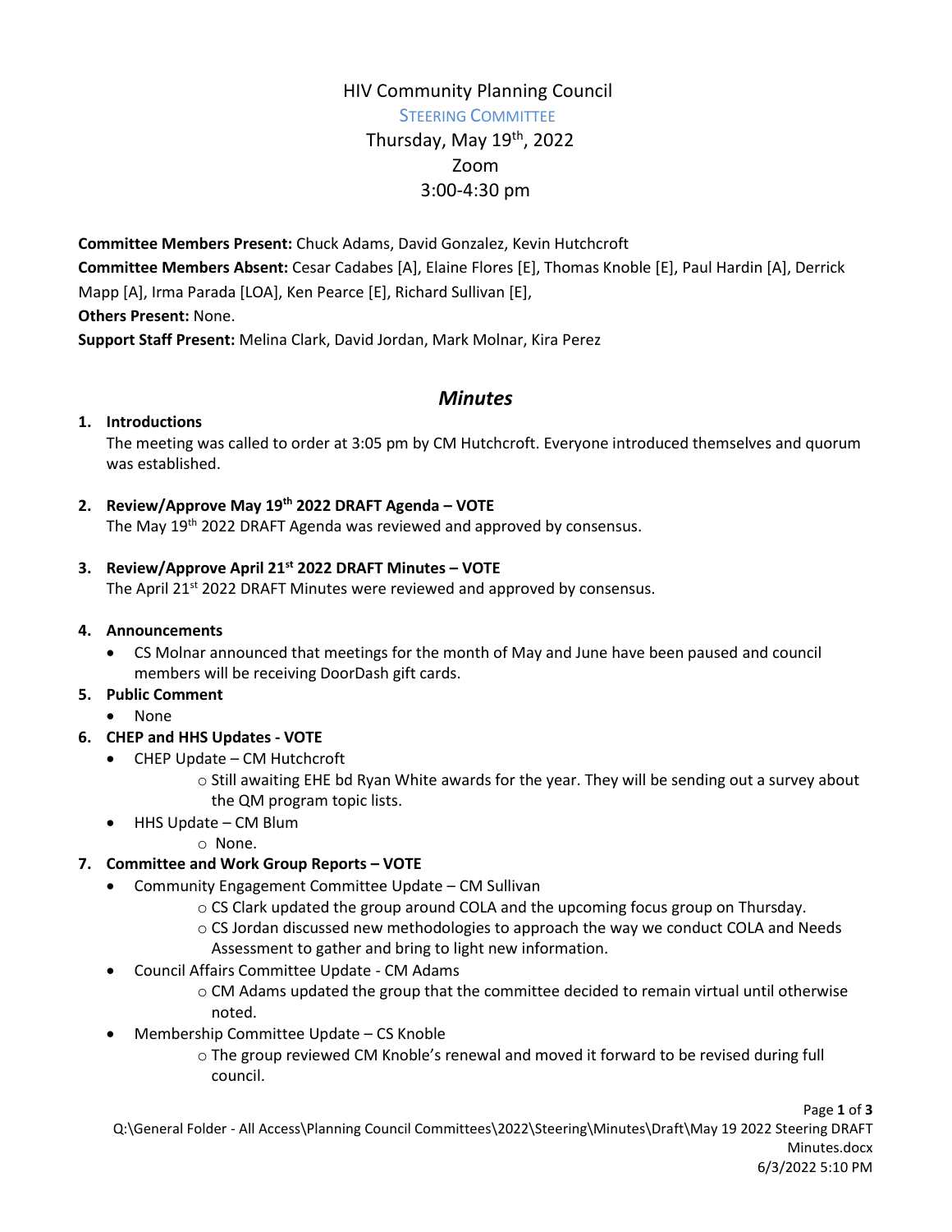# HIV Community Planning Council

## STEERING COMMITTEE

Thursday, May 19th, 2022
Zoom
3:00-4:30 pm

**Committee Members Present:** Chuck Adams, David Gonzalez, Kevin Hutchcroft
**Committee Members Absent:** Cesar Cadabes [A], Elaine Flores [E], Thomas Knoble [E], Paul Hardin [A], Derrick Mapp [A], Irma Parada [LOA], Ken Pearce [E], Richard Sullivan [E],
**Others Present:** None.
**Support Staff Present:** Melina Clark, David Jordan, Mark Molnar, Kira Perez

## *Minutes*

1. **Introductions**
   The meeting was called to order at 3:05 pm by CM Hutchcroft. Everyone introduced themselves and quorum was established.

2. **Review/Approve May 19th 2022 DRAFT Agenda – VOTE**
   The May 19th 2022 DRAFT Agenda was reviewed and approved by consensus.

3. **Review/Approve April 21st 2022 DRAFT Minutes – VOTE**
   The April 21st 2022 DRAFT Minutes were reviewed and approved by consensus.

4. **Announcements**
   - CS Molnar announced that meetings for the month of May and June have been paused and council members will be receiving DoorDash gift cards.

5. **Public Comment**
   - None

6. **CHEP and HHS Updates - VOTE**
   - CHEP Update – CM Hutchcroft
     - Still awaiting EHE bd Ryan White awards for the year. They will be sending out a survey about the QM program topic lists.
   - HHS Update – CM Blum
     - None.

7. **Committee and Work Group Reports – VOTE**
   - Community Engagement Committee Update – CM Sullivan
     - CS Clark updated the group around COLA and the upcoming focus group on Thursday.
     - CS Jordan discussed new methodologies to approach the way we conduct COLA and Needs Assessment to gather and bring to light new information.
   - Council Affairs Committee Update - CM Adams
     - CM Adams updated the group that the committee decided to remain virtual until otherwise noted.
   - Membership Committee Update – CS Knoble
     - The group reviewed CM Knoble's renewal and moved it forward to be revised during full council.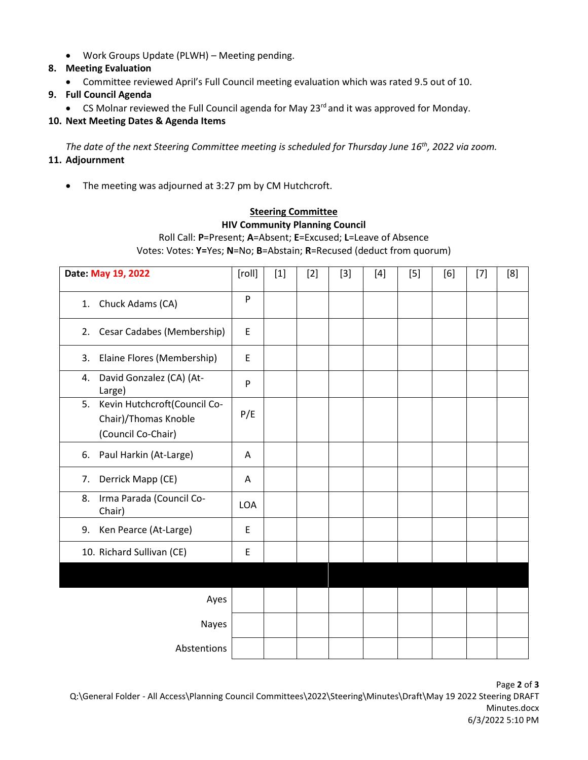- Work Groups Update (PLWH) – Meeting pending.

**8. Meeting Evaluation**

- Committee reviewed April's Full Council meeting evaluation which was rated 9.5 out of 10.

**9. Full Council Agenda**

- CS Molnar reviewed the Full Council agenda for May 23rd and it was approved for Monday.

**10. Next Meeting Dates & Agenda Items**

*The date of the next Steering Committee meeting is scheduled for Thursday June 16th, 2022 via zoom.*

**11. Adjournment**

- The meeting was adjourned at 3:27 pm by CM Hutchcroft.

**Steering Committee**

**HIV Community Planning Council**

Roll Call: **P**=Present; **A**=Absent; **E**=Excused; **L**=Leave of Absence

Votes: Votes: **Y=**Yes; **N**=No; **B**=Abstain; **R**=Recused (deduct from quorum)

| **Date:** May 19, 2022 | [roll] | [1] | [2] | [3] | [4] | [5] | [6] | [7] | [8] |
|---|---|---|---|---|---|---|---|---|---|
| 1. Chuck Adams (CA) | P | | | | | | | | |
| 2. Cesar Cadabes (Membership) | E | | | | | | | | |
| 3. Elaine Flores (Membership) | E | | | | | | | | |
| 4. David Gonzalez (CA) (At-Large) | P | | | | | | | | |
| 5. Kevin Hutchcroft(Council Co-Chair)/Thomas Knoble (Council Co-Chair) | P/E | | | | | | | | |
| 6. Paul Harkin (At-Large) | A | | | | | | | | |
| 7. Derrick Mapp (CE) | A | | | | | | | | |
| 8. Irma Parada (Council Co-Chair) | LOA | | | | | | | | |
| 9. Ken Pearce (At-Large) | E | | | | | | | | |
| 10. Richard Sullivan (CE) | E | | | | | | | | |
| | | | | | | | | | |
| Ayes | | | | | | | | | |
| Nayes | | | | | | | | | |
| Abstentions | | | | | | | | | |

Q:\General Folder - All Access\Planning Council Committees\2022\Steering\Minutes\Draft\May 19 2022 Steering DRAFT Minutes.docx
6/3/2022 5:10 PM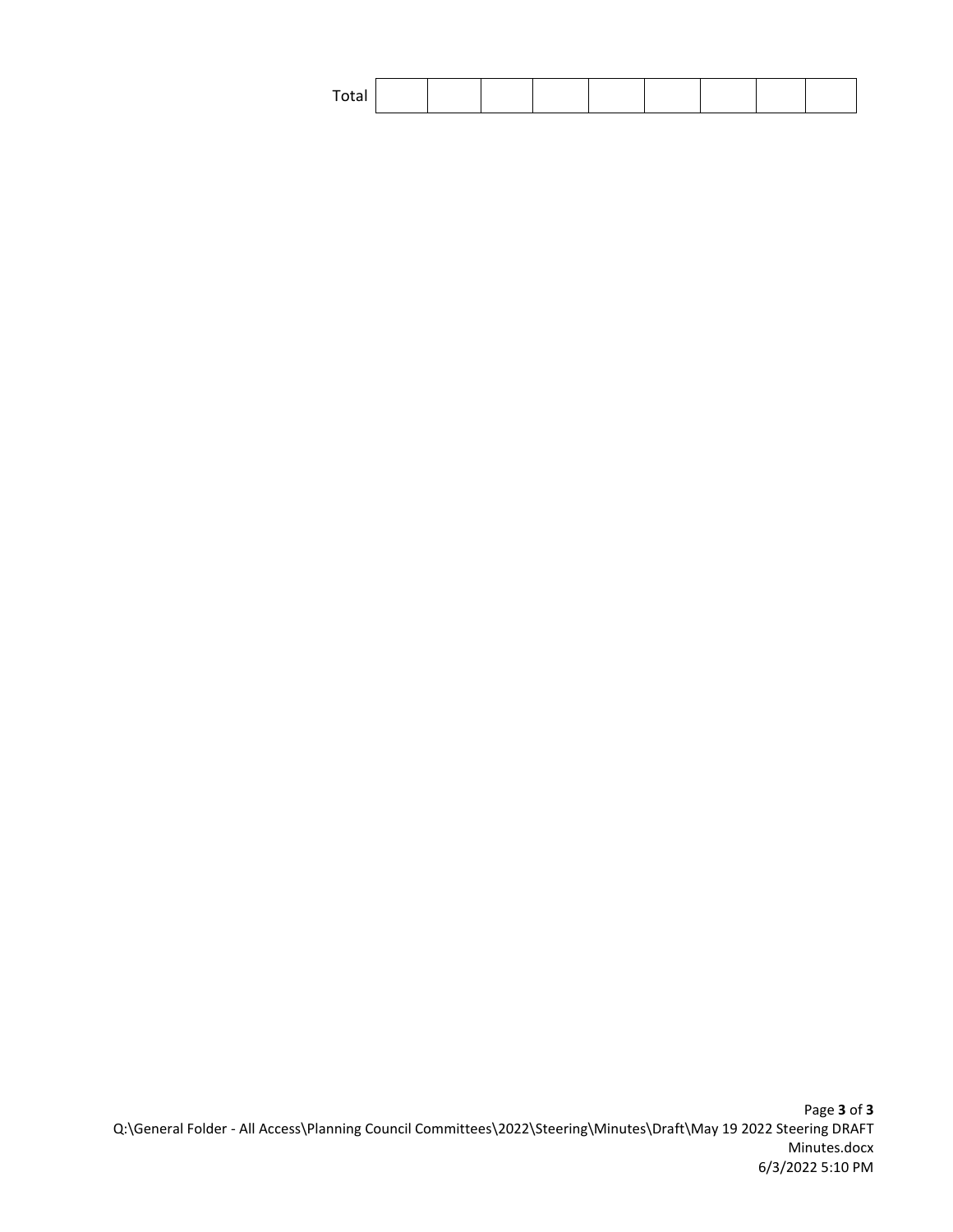| | | | | | | | | | |
|---|---|---|---|---|---|---|---|---|---|
| Total | | | | | | | | | |